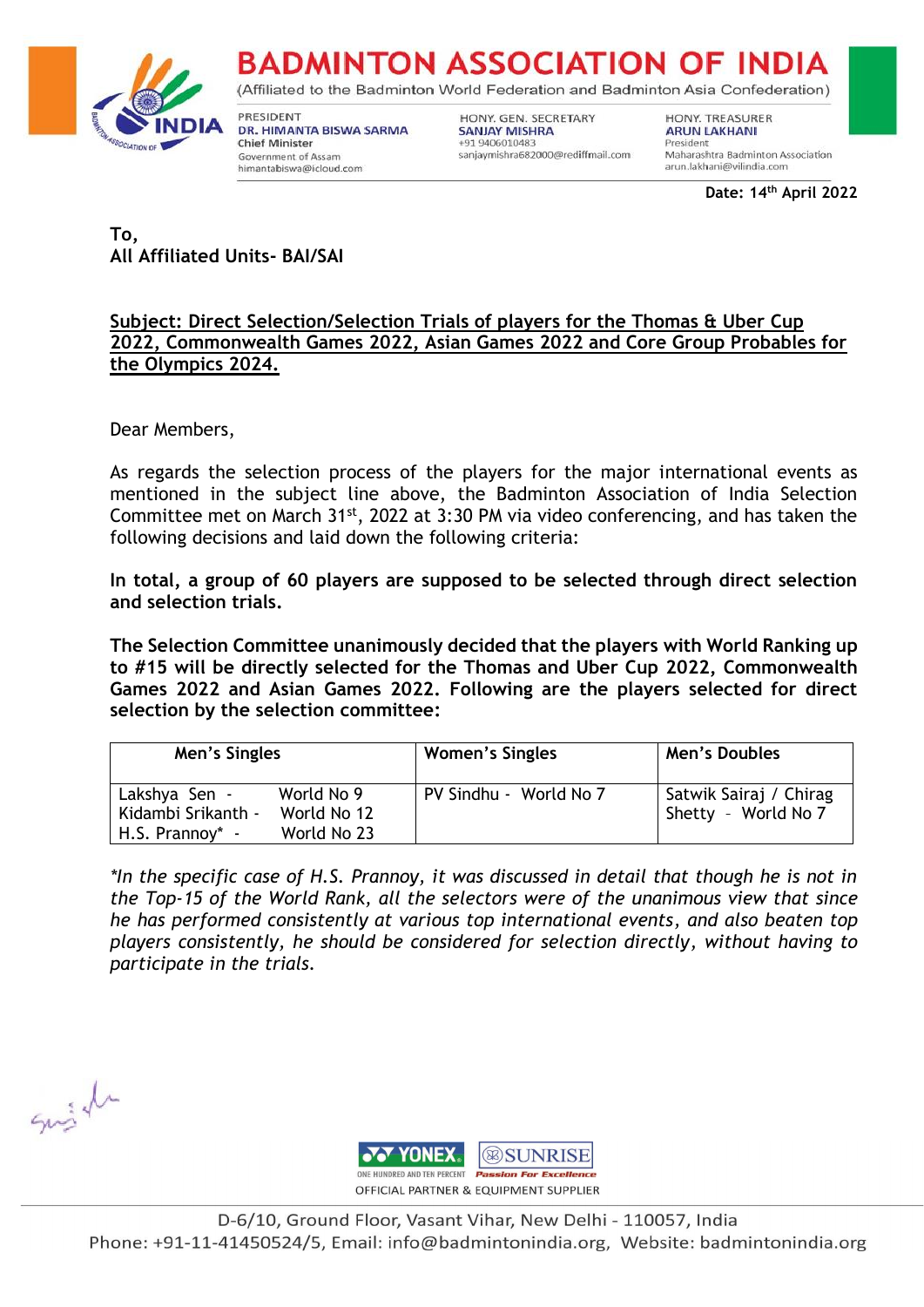# BADMINTON ASSOCIATION OF INDIA

(Affiliated to the Badminton World Federation and Badminton Asia Confederation)

PRESIDENT
**DR. HIMANTA BISWA SARMA**
Chief Minister
Government of Assam
himantabiswa@icloud.com

HONY. GEN. SECRETARY
**SANJAY MISHRA**
+91 9406010483
sanjaymishra682000@rediffmail.com

HONY. TREASURER
**ARUN LAKHANI**
President
Maharashtra Badminton Association
arun.lakhani@vilindia.com

**Date: 14th April 2022**

**To,**
**All Affiliated Units- BAI/SAI**

**Subject: Direct Selection/Selection Trials of players for the Thomas & Uber Cup 2022, Commonwealth Games 2022, Asian Games 2022 and Core Group Probables for the Olympics 2024.**

Dear Members,

As regards the selection process of the players for the major international events as mentioned in the subject line above, the Badminton Association of India Selection Committee met on March 31st, 2022 at 3:30 PM via video conferencing, and has taken the following decisions and laid down the following criteria:

**In total, a group of 60 players are supposed to be selected through direct selection and selection trials.**

**The Selection Committee unanimously decided that the players with World Ranking up to #15 will be directly selected for the Thomas and Uber Cup 2022, Commonwealth Games 2022 and Asian Games 2022. Following are the players selected for direct selection by the selection committee:**

| Men's Singles | Women's Singles | Men's Doubles |
|---|---|---|
| Lakshya Sen - World No 9<br>Kidambi Srikanth - World No 12<br>H.S. Prannoy* - World No 23 | PV Sindhu - World No 7 | Satwik Sairaj / Chirag Shetty - World No 7 |

*\*In the specific case of H.S. Prannoy, it was discussed in detail that though he is not in the Top-15 of the World Rank, all the selectors were of the unanimous view that since he has performed consistently at various top international events, and also beaten top players consistently, he should be considered for selection directly, without having to participate in the trials.*

YONEX — ONE HUNDRED AND TEN PERCENT | SUNRISE — Passion For Excellence
OFFICIAL PARTNER & EQUIPMENT SUPPLIER

D-6/10, Ground Floor, Vasant Vihar, New Delhi - 110057, India
Phone: +91-11-41450524/5, Email: info@badmintonindia.org, Website: badmintonindia.org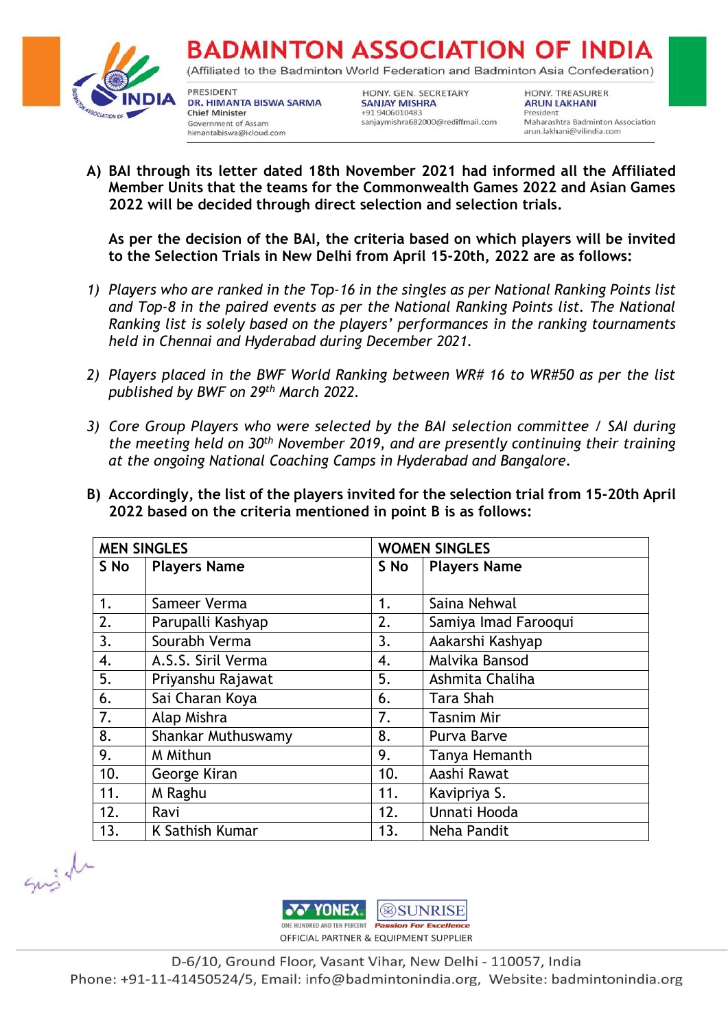**A) BAI through its letter dated 18th November 2021 had informed all the Affiliated Member Units that the teams for the Commonwealth Games 2022 and Asian Games 2022 will be decided through direct selection and selection trials.**

**As per the decision of the BAI, the criteria based on which players will be invited to the Selection Trials in New Delhi from April 15-20th, 2022 are as follows:**

1) *Players who are ranked in the Top-16 in the singles as per National Ranking Points list and Top-8 in the paired events as per the National Ranking Points list. The National Ranking list is solely based on the players' performances in the ranking tournaments held in Chennai and Hyderabad during December 2021.*

2) *Players placed in the BWF World Ranking between WR# 16 to WR#50 as per the list published by BWF on 29th March 2022.*

3) *Core Group Players who were selected by the BAI selection committee / SAI during the meeting held on 30th November 2019, and are presently continuing their training at the ongoing National Coaching Camps in Hyderabad and Bangalore.*

**B) Accordingly, the list of the players invited for the selection trial from 15-20th April 2022 based on the criteria mentioned in point B is as follows:**

| MEN SINGLES | | WOMEN SINGLES | |
|---|---|---|---|
| S No | Players Name | S No | Players Name |
| 1. | Sameer Verma | 1. | Saina Nehwal |
| 2. | Parupalli Kashyap | 2. | Samiya Imad Farooqui |
| 3. | Sourabh Verma | 3. | Aakarshi Kashyap |
| 4. | A.S.S. Siril Verma | 4. | Malvika Bansod |
| 5. | Priyanshu Rajawat | 5. | Ashmita Chaliha |
| 6. | Sai Charan Koya | 6. | Tara Shah |
| 7. | Alap Mishra | 7. | Tasnim Mir |
| 8. | Shankar Muthuswamy | 8. | Purva Barve |
| 9. | M Mithun | 9. | Tanya Hemanth |
| 10. | George Kiran | 10. | Aashi Rawat |
| 11. | M Raghu | 11. | Kavipriya S. |
| 12. | Ravi | 12. | Unnati Hooda |
| 13. | K Sathish Kumar | 13. | Neha Pandit |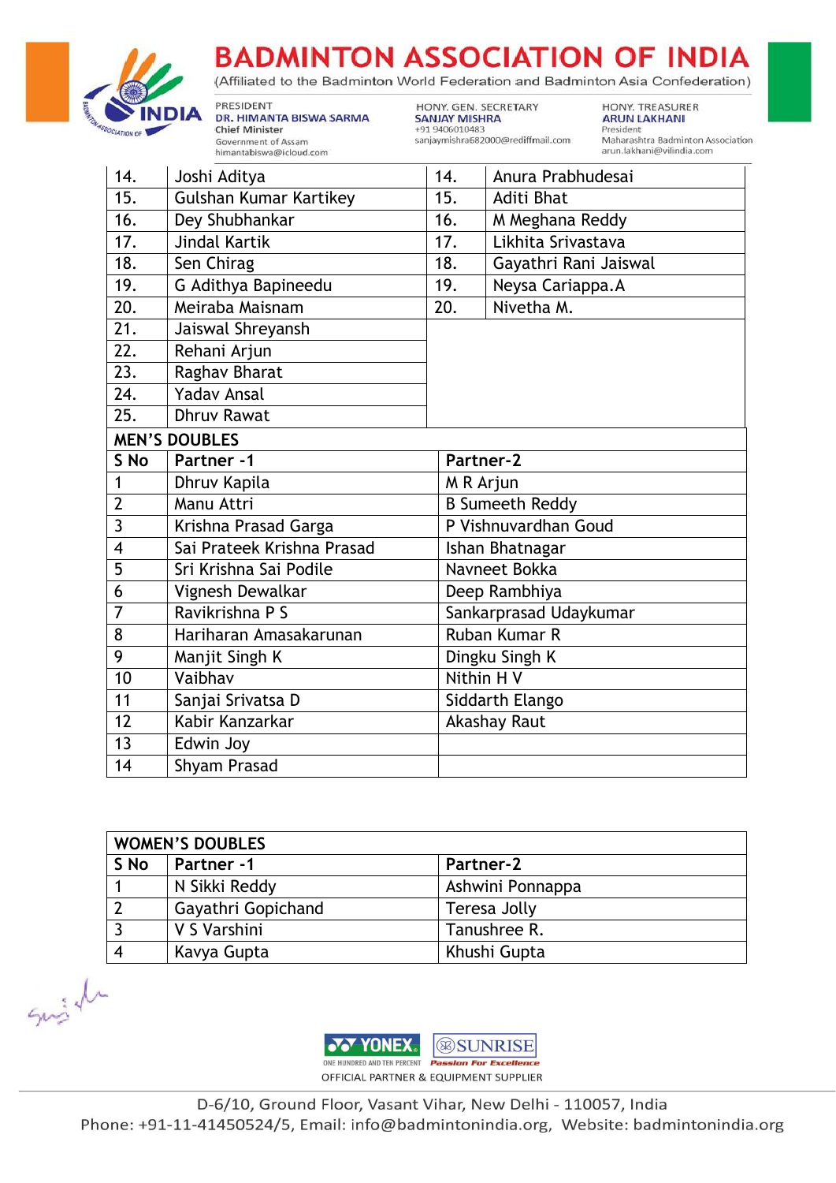| | | | |
|---|---|---|---|
| 14. | Joshi Aditya | 14. | Anura Prabhudesai |
| 15. | Gulshan Kumar Kartikey | 15. | Aditi Bhat |
| 16. | Dey Shubhankar | 16. | M Meghana Reddy |
| 17. | Jindal Kartik | 17. | Likhita Srivastava |
| 18. | Sen Chirag | 18. | Gayathri Rani Jaiswal |
| 19. | G Adithya Bapineedu | 19. | Neysa Cariappa.A |
| 20. | Meiraba Maisnam | 20. | Nivetha M. |
| 21. | Jaiswal Shreyansh | | |
| 22. | Rehani Arjun | | |
| 23. | Raghav Bharat | | |
| 24. | Yadav Ansal | | |
| 25. | Dhruv Rawat | | |

**MEN'S DOUBLES**

| S No | Partner -1 | Partner-2 |
|---|---|---|
| 1 | Dhruv Kapila | M R Arjun |
| 2 | Manu Attri | B Sumeeth Reddy |
| 3 | Krishna Prasad Garga | P Vishnuvardhan Goud |
| 4 | Sai Prateek Krishna Prasad | Ishan Bhatnagar |
| 5 | Sri Krishna Sai Podile | Navneet Bokka |
| 6 | Vignesh Dewalkar | Deep Rambhiya |
| 7 | Ravikrishna P S | Sankarprasad Udaykumar |
| 8 | Hariharan Amasakarunan | Ruban Kumar R |
| 9 | Manjit Singh K | Dingku Singh K |
| 10 | Vaibhav | Nithin H V |
| 11 | Sanjai Srivatsa D | Siddarth Elango |
| 12 | Kabir Kanzarkar | Akashay Raut |
| 13 | Edwin Joy | |
| 14 | Shyam Prasad | |

**WOMEN'S DOUBLES**

| S No | Partner -1 | Partner-2 |
|---|---|---|
| 1 | N Sikki Reddy | Ashwini Ponnappa |
| 2 | Gayathri Gopichand | Teresa Jolly |
| 3 | V S Varshini | Tanushree R. |
| 4 | Kavya Gupta | Khushi Gupta |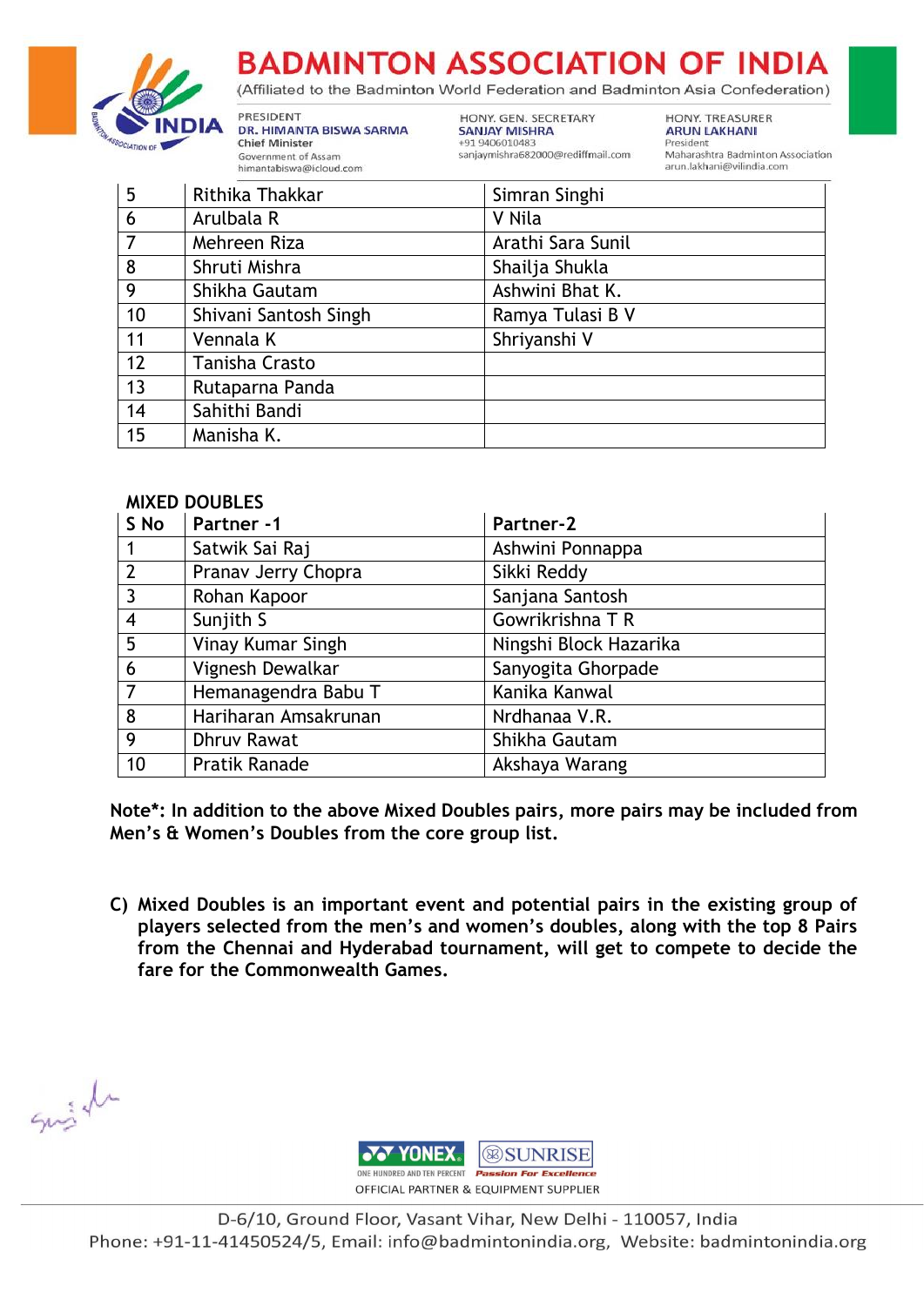| 5 | Rithika Thakkar | Simran Singhi |
|---|---|---|
| 6 | Arulbala R | V Nila |
| 7 | Mehreen Riza | Arathi Sara Sunil |
| 8 | Shruti Mishra | Shailja Shukla |
| 9 | Shikha Gautam | Ashwini Bhat K. |
| 10 | Shivani Santosh Singh | Ramya Tulasi B V |
| 11 | Vennala K | Shriyanshi V |
| 12 | Tanisha Crasto | |
| 13 | Rutaparna Panda | |
| 14 | Sahithi Bandi | |
| 15 | Manisha K. | |

**MIXED DOUBLES**

| S No | Partner -1 | Partner-2 |
|---|---|---|
| 1 | Satwik Sai Raj | Ashwini Ponnappa |
| 2 | Pranav Jerry Chopra | Sikki Reddy |
| 3 | Rohan Kapoor | Sanjana Santosh |
| 4 | Sunjith S | Gowrikrishna T R |
| 5 | Vinay Kumar Singh | Ningshi Block Hazarika |
| 6 | Vignesh Dewalkar | Sanyogita Ghorpade |
| 7 | Hemanagendra Babu T | Kanika Kanwal |
| 8 | Hariharan Amsakrunan | Nrdhanaa V.R. |
| 9 | Dhruv Rawat | Shikha Gautam |
| 10 | Pratik Ranade | Akshaya Warang |

**Note*: In addition to the above Mixed Doubles pairs, more pairs may be included from Men's & Women's Doubles from the core group list.**

**C) Mixed Doubles is an important event and potential pairs in the existing group of players selected from the men's and women's doubles, along with the top 8 Pairs from the Chennai and Hyderabad tournament, will get to compete to decide the fare for the Commonwealth Games.**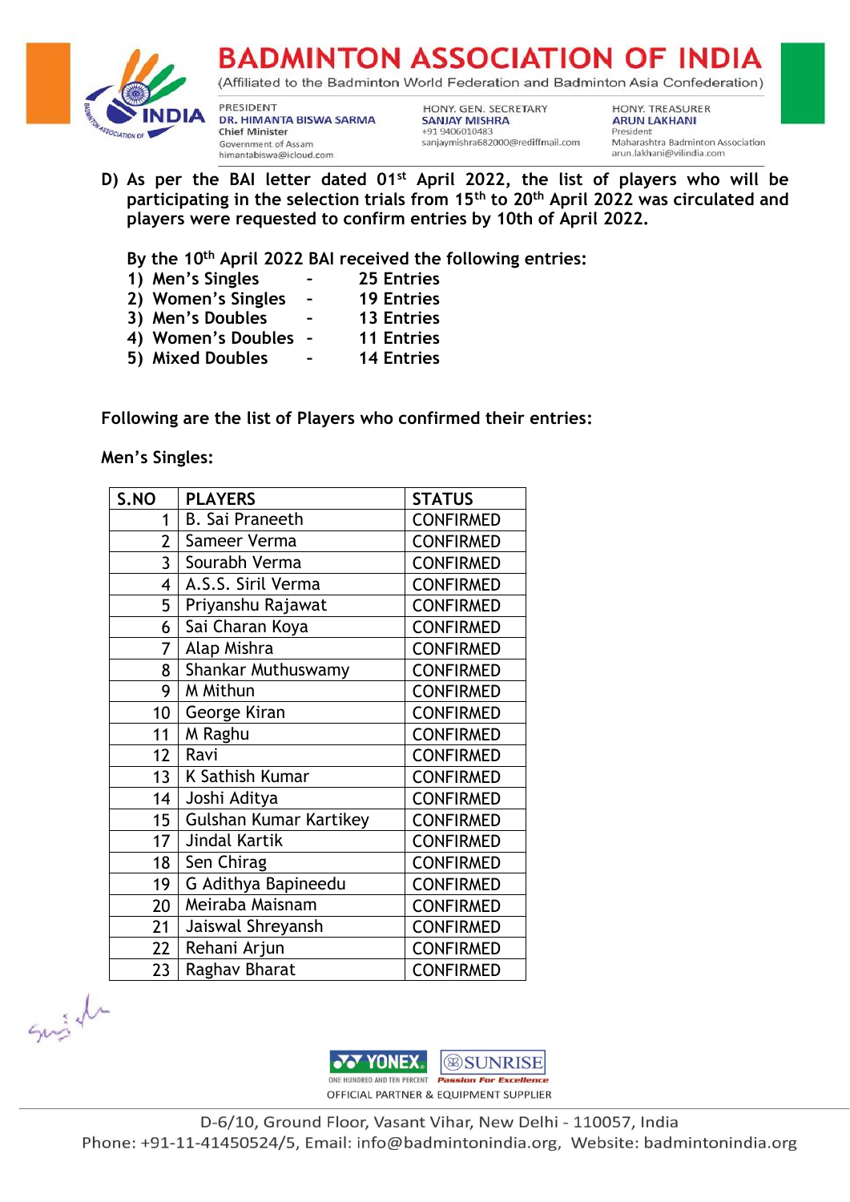D) As per the BAI letter dated 01st April 2022, the list of players who will be participating in the selection trials from 15th to 20th April 2022 was circulated and players were requested to confirm entries by 10th of April 2022.

By the 10th April 2022 BAI received the following entries:

1) Men's Singles - 25 Entries
2) Women's Singles - 19 Entries
3) Men's Doubles - 13 Entries
4) Women's Doubles - 11 Entries
5) Mixed Doubles - 14 Entries

**Following are the list of Players who confirmed their entries:**

**Men's Singles:**

| S.NO | PLAYERS | STATUS |
|---|---|---|
| 1 | B. Sai Praneeth | CONFIRMED |
| 2 | Sameer Verma | CONFIRMED |
| 3 | Sourabh Verma | CONFIRMED |
| 4 | A.S.S. Siril Verma | CONFIRMED |
| 5 | Priyanshu Rajawat | CONFIRMED |
| 6 | Sai Charan Koya | CONFIRMED |
| 7 | Alap Mishra | CONFIRMED |
| 8 | Shankar Muthuswamy | CONFIRMED |
| 9 | M Mithun | CONFIRMED |
| 10 | George Kiran | CONFIRMED |
| 11 | M Raghu | CONFIRMED |
| 12 | Ravi | CONFIRMED |
| 13 | K Sathish Kumar | CONFIRMED |
| 14 | Joshi Aditya | CONFIRMED |
| 15 | Gulshan Kumar Kartikey | CONFIRMED |
| 17 | Jindal Kartik | CONFIRMED |
| 18 | Sen Chirag | CONFIRMED |
| 19 | G Adithya Bapineedu | CONFIRMED |
| 20 | Meiraba Maisnam | CONFIRMED |
| 21 | Jaiswal Shreyansh | CONFIRMED |
| 22 | Rehani Arjun | CONFIRMED |
| 23 | Raghav Bharat | CONFIRMED |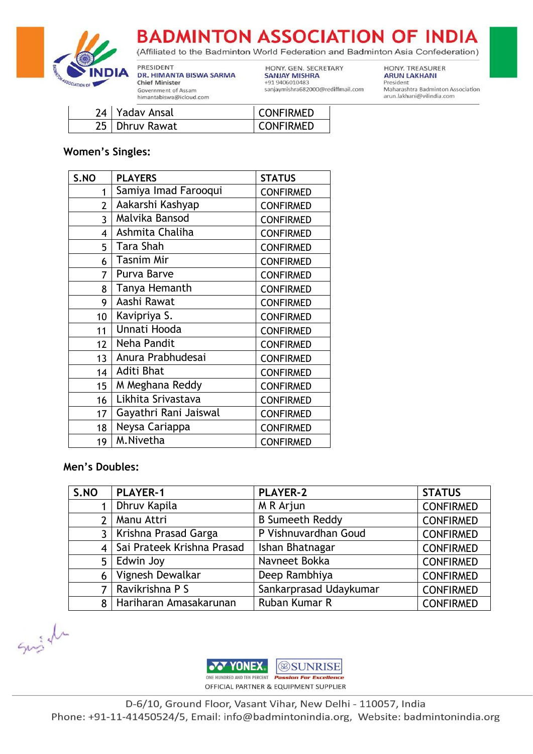| 24 | Yadav Ansal | CONFIRMED |
|---|---|---|
| 25 | Dhruv Rawat | CONFIRMED |

**Women's Singles:**

| S.NO | PLAYERS | STATUS |
|---|---|---|
| 1 | Samiya Imad Farooqui | CONFIRMED |
| 2 | Aakarshi Kashyap | CONFIRMED |
| 3 | Malvika Bansod | CONFIRMED |
| 4 | Ashmita Chaliha | CONFIRMED |
| 5 | Tara Shah | CONFIRMED |
| 6 | Tasnim Mir | CONFIRMED |
| 7 | Purva Barve | CONFIRMED |
| 8 | Tanya Hemanth | CONFIRMED |
| 9 | Aashi Rawat | CONFIRMED |
| 10 | Kavipriya S. | CONFIRMED |
| 11 | Unnati Hooda | CONFIRMED |
| 12 | Neha Pandit | CONFIRMED |
| 13 | Anura Prabhudesai | CONFIRMED |
| 14 | Aditi Bhat | CONFIRMED |
| 15 | M Meghana Reddy | CONFIRMED |
| 16 | Likhita Srivastava | CONFIRMED |
| 17 | Gayathri Rani Jaiswal | CONFIRMED |
| 18 | Neysa Cariappa | CONFIRMED |
| 19 | M.Nivetha | CONFIRMED |

**Men's Doubles:**

| S.NO | PLAYER-1 | PLAYER-2 | STATUS |
|---|---|---|---|
| 1 | Dhruv Kapila | M R Arjun | CONFIRMED |
| 2 | Manu Attri | B Sumeeth Reddy | CONFIRMED |
| 3 | Krishna Prasad Garga | P Vishnuvardhan Goud | CONFIRMED |
| 4 | Sai Prateek Krishna Prasad | Ishan Bhatnagar | CONFIRMED |
| 5 | Edwin Joy | Navneet Bokka | CONFIRMED |
| 6 | Vignesh Dewalkar | Deep Rambhiya | CONFIRMED |
| 7 | Ravikrishna P S | Sankarprasad Udaykumar | CONFIRMED |
| 8 | Hariharan Amasakarunan | Ruban Kumar R | CONFIRMED |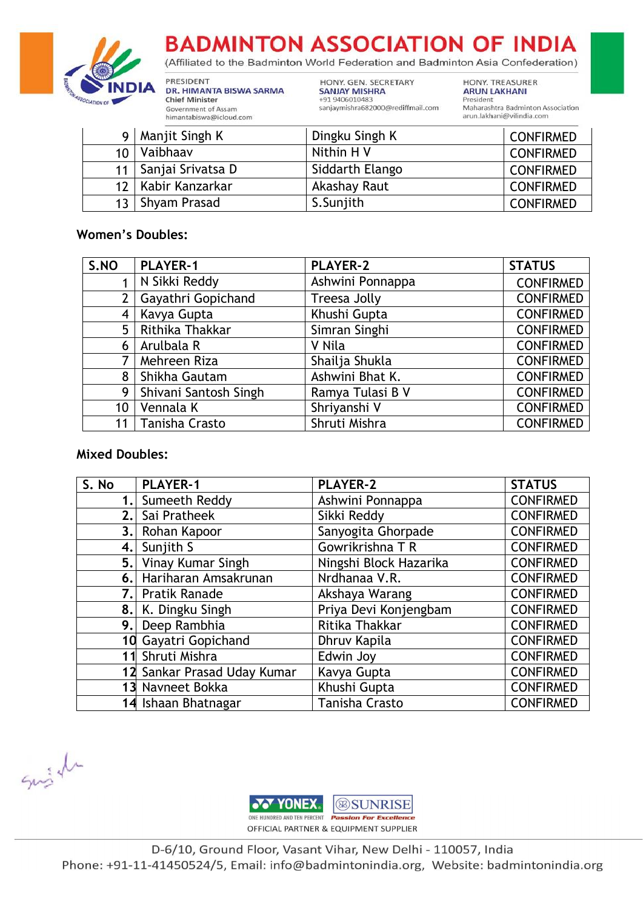| | | | |
|---|---|---|---|
| 9 | Manjit Singh K | Dingku Singh K | CONFIRMED |
| 10 | Vaibhaav | Nithin H V | CONFIRMED |
| 11 | Sanjai Srivatsa D | Siddarth Elango | CONFIRMED |
| 12 | Kabir Kanzarkar | Akashay Raut | CONFIRMED |
| 13 | Shyam Prasad | S.Sunjith | CONFIRMED |

**Women's Doubles:**

| S.NO | PLAYER-1 | PLAYER-2 | STATUS |
|---|---|---|---|
| 1 | N Sikki Reddy | Ashwini Ponnappa | CONFIRMED |
| 2 | Gayathri Gopichand | Treesa Jolly | CONFIRMED |
| 4 | Kavya Gupta | Khushi Gupta | CONFIRMED |
| 5 | Rithika Thakkar | Simran Singhi | CONFIRMED |
| 6 | Arulbala R | V Nila | CONFIRMED |
| 7 | Mehreen Riza | Shailja Shukla | CONFIRMED |
| 8 | Shikha Gautam | Ashwini Bhat K. | CONFIRMED |
| 9 | Shivani Santosh Singh | Ramya Tulasi B V | CONFIRMED |
| 10 | Vennala K | Shriyanshi V | CONFIRMED |
| 11 | Tanisha Crasto | Shruti Mishra | CONFIRMED |

**Mixed Doubles:**

| S. No | PLAYER-1 | PLAYER-2 | STATUS |
|---|---|---|---|
| 1. | Sumeeth Reddy | Ashwini Ponnappa | CONFIRMED |
| 2. | Sai Pratheek | Sikki Reddy | CONFIRMED |
| 3. | Rohan Kapoor | Sanyogita Ghorpade | CONFIRMED |
| 4. | Sunjith S | Gowrikrishna T R | CONFIRMED |
| 5. | Vinay Kumar Singh | Ningshi Block Hazarika | CONFIRMED |
| 6. | Hariharan Amsakrunan | Nrdhanaa V.R. | CONFIRMED |
| 7. | Pratik Ranade | Akshaya Warang | CONFIRMED |
| 8. | K. Dingku Singh | Priya Devi Konjengbam | CONFIRMED |
| 9. | Deep Rambhia | Ritika Thakkar | CONFIRMED |
| 10 | Gayatri Gopichand | Dhruv Kapila | CONFIRMED |
| 11 | Shruti Mishra | Edwin Joy | CONFIRMED |
| 12 | Sankar Prasad Uday Kumar | Kavya Gupta | CONFIRMED |
| 13 | Navneet Bokka | Khushi Gupta | CONFIRMED |
| 14 | Ishaan Bhatnagar | Tanisha Crasto | CONFIRMED |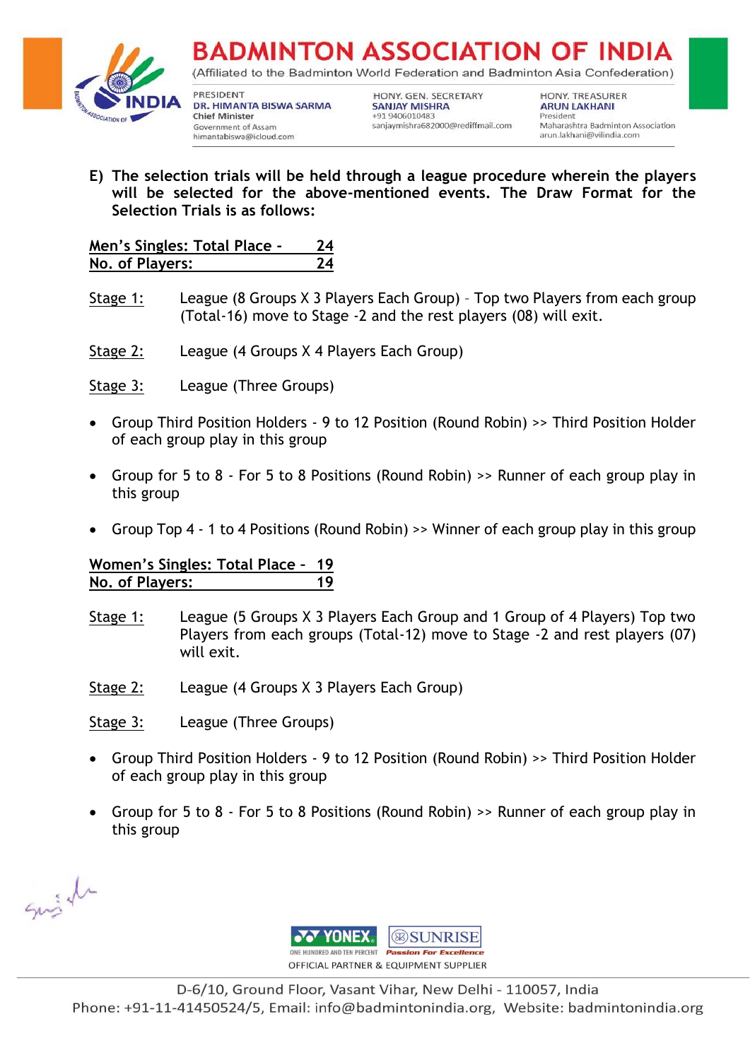E) **The selection trials will be held through a league procedure wherein the players will be selected for the above-mentioned events. The Draw Format for the Selection Trials is as follows:**

**Men's Singles: Total Place - 24**
**No. of Players: 24**

Stage 1: League (8 Groups X 3 Players Each Group) – Top two Players from each group (Total-16) move to Stage -2 and the rest players (08) will exit.

Stage 2: League (4 Groups X 4 Players Each Group)

Stage 3: League (Three Groups)

- Group Third Position Holders - 9 to 12 Position (Round Robin) >> Third Position Holder of each group play in this group
- Group for 5 to 8 - For 5 to 8 Positions (Round Robin) >> Runner of each group play in this group
- Group Top 4 - 1 to 4 Positions (Round Robin) >> Winner of each group play in this group

**Women's Singles: Total Place - 19**
**No. of Players: 19**

Stage 1: League (5 Groups X 3 Players Each Group and 1 Group of 4 Players) Top two Players from each groups (Total-12) move to Stage -2 and rest players (07) will exit.

Stage 2: League (4 Groups X 3 Players Each Group)

Stage 3: League (Three Groups)

- Group Third Position Holders - 9 to 12 Position (Round Robin) >> Third Position Holder of each group play in this group
- Group for 5 to 8 - For 5 to 8 Positions (Round Robin) >> Runner of each group play in this group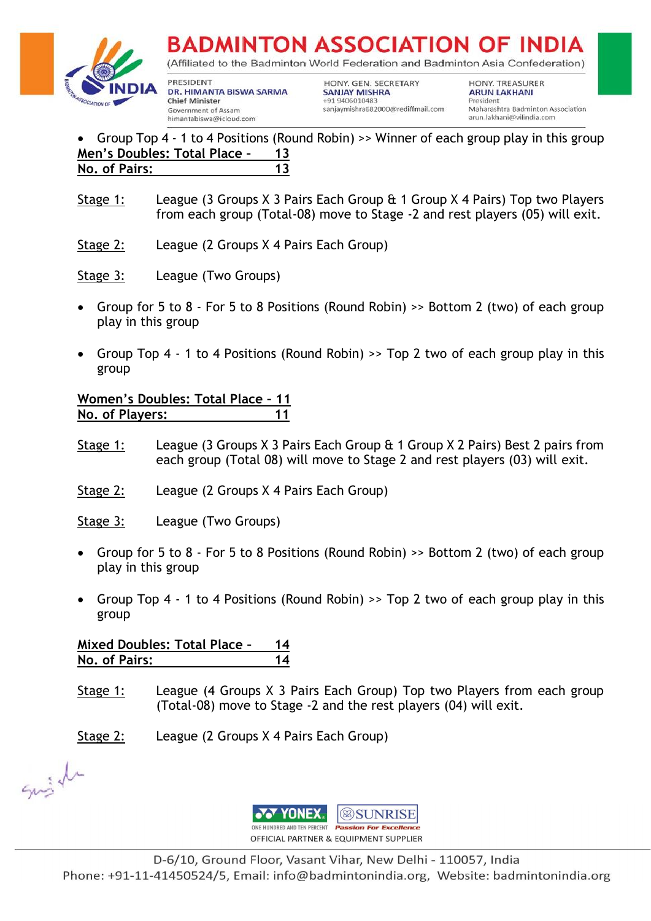- Group Top 4 - 1 to 4 Positions (Round Robin) >> Winner of each group play in this group

**Men's Doubles: Total Place - 13**
**No. of Pairs: 13**

Stage 1: League (3 Groups X 3 Pairs Each Group & 1 Group X 4 Pairs) Top two Players from each group (Total-08) move to Stage -2 and rest players (05) will exit.

Stage 2: League (2 Groups X 4 Pairs Each Group)

Stage 3: League (Two Groups)

- Group for 5 to 8 - For 5 to 8 Positions (Round Robin) >> Bottom 2 (two) of each group play in this group

- Group Top 4 - 1 to 4 Positions (Round Robin) >> Top 2 two of each group play in this group

**Women's Doubles: Total Place - 11**
**No. of Players: 11**

Stage 1: League (3 Groups X 3 Pairs Each Group & 1 Group X 2 Pairs) Best 2 pairs from each group (Total 08) will move to Stage 2 and rest players (03) will exit.

Stage 2: League (2 Groups X 4 Pairs Each Group)

Stage 3: League (Two Groups)

- Group for 5 to 8 - For 5 to 8 Positions (Round Robin) >> Bottom 2 (two) of each group play in this group

- Group Top 4 - 1 to 4 Positions (Round Robin) >> Top 2 two of each group play in this group

**Mixed Doubles: Total Place - 14**
**No. of Pairs: 14**

Stage 1: League (4 Groups X 3 Pairs Each Group) Top two Players from each group (Total-08) move to Stage -2 and the rest players (04) will exit.

Stage 2: League (2 Groups X 4 Pairs Each Group)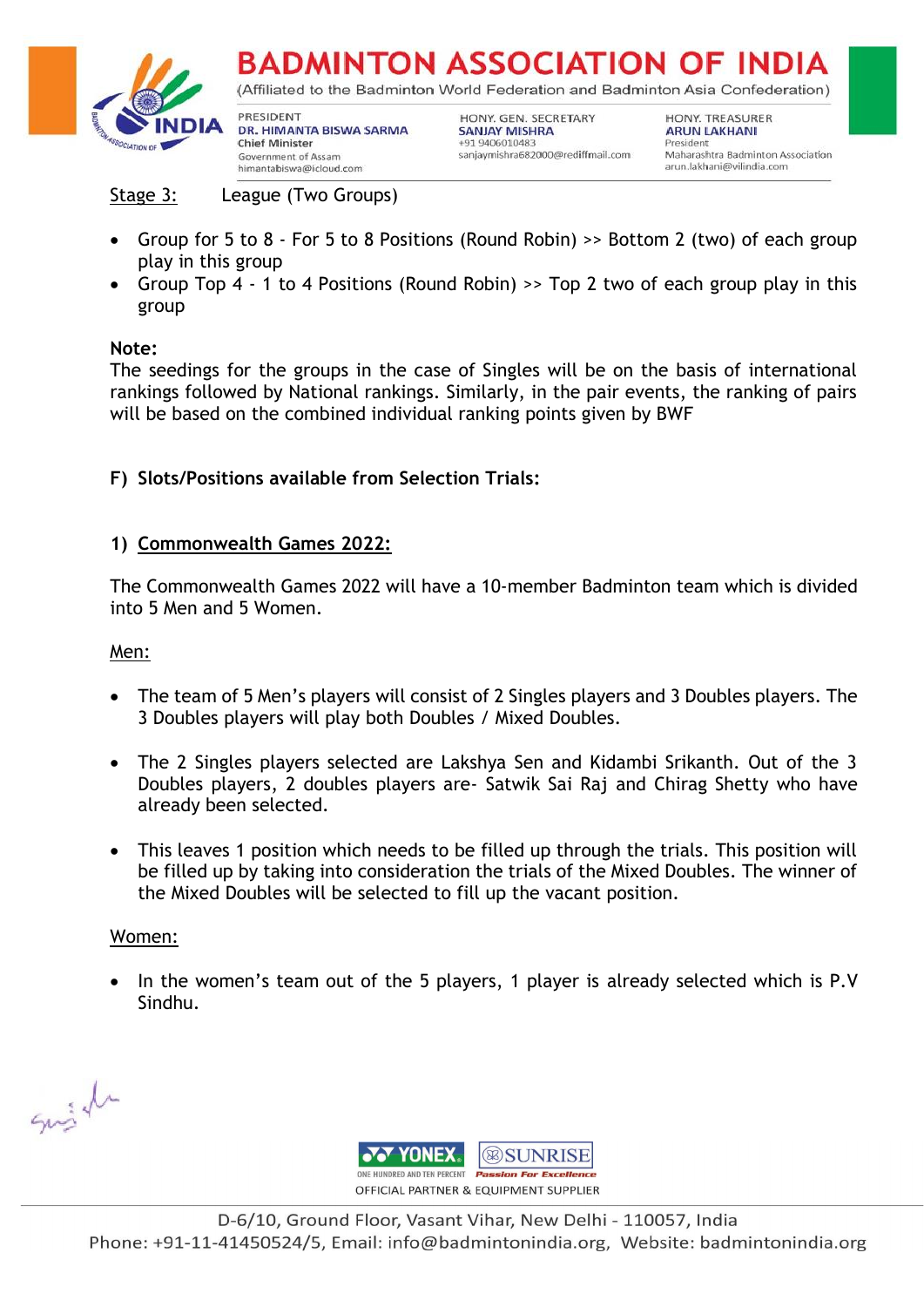Stage 3: League (Two Groups)

- Group for 5 to 8 - For 5 to 8 Positions (Round Robin) >> Bottom 2 (two) of each group play in this group
- Group Top 4 - 1 to 4 Positions (Round Robin) >> Top 2 two of each group play in this group

**Note:**
The seedings for the groups in the case of Singles will be on the basis of international rankings followed by National rankings. Similarly, in the pair events, the ranking of pairs will be based on the combined individual ranking points given by BWF

## F) Slots/Positions available from Selection Trials:

### 1) Commonwealth Games 2022:

The Commonwealth Games 2022 will have a 10-member Badminton team which is divided into 5 Men and 5 Women.

Men:

- The team of 5 Men's players will consist of 2 Singles players and 3 Doubles players. The 3 Doubles players will play both Doubles / Mixed Doubles.
- The 2 Singles players selected are Lakshya Sen and Kidambi Srikanth. Out of the 3 Doubles players, 2 doubles players are- Satwik Sai Raj and Chirag Shetty who have already been selected.
- This leaves 1 position which needs to be filled up through the trials. This position will be filled up by taking into consideration the trials of the Mixed Doubles. The winner of the Mixed Doubles will be selected to fill up the vacant position.

Women:

- In the women's team out of the 5 players, 1 player is already selected which is P.V Sindhu.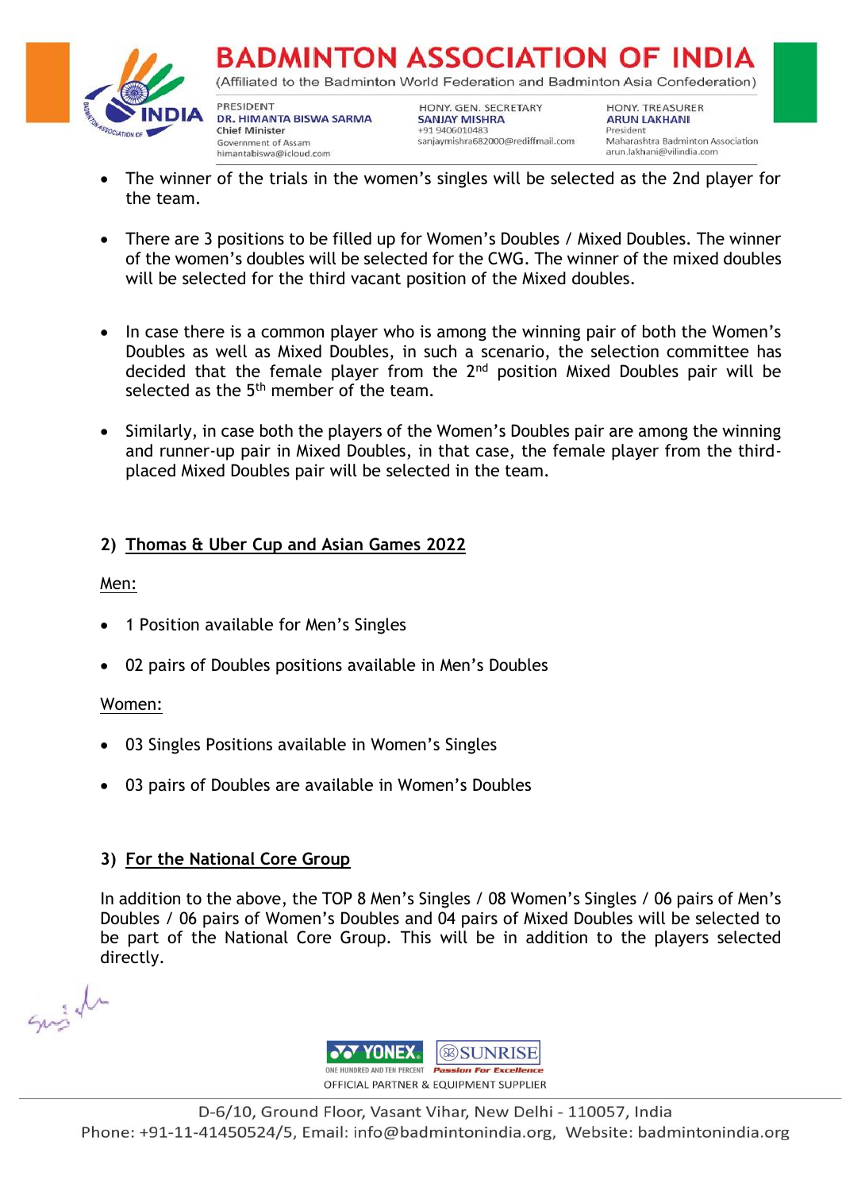- The winner of the trials in the women's singles will be selected as the 2nd player for the team.

- There are 3 positions to be filled up for Women's Doubles / Mixed Doubles. The winner of the women's doubles will be selected for the CWG. The winner of the mixed doubles will be selected for the third vacant position of the Mixed doubles.

- In case there is a common player who is among the winning pair of both the Women's Doubles as well as Mixed Doubles, in such a scenario, the selection committee has decided that the female player from the 2nd position Mixed Doubles pair will be selected as the 5th member of the team.

- Similarly, in case both the players of the Women's Doubles pair are among the winning and runner-up pair in Mixed Doubles, in that case, the female player from the third-placed Mixed Doubles pair will be selected in the team.

## 2) Thomas & Uber Cup and Asian Games 2022

Men:

- 1 Position available for Men's Singles
- 02 pairs of Doubles positions available in Men's Doubles

Women:

- 03 Singles Positions available in Women's Singles
- 03 pairs of Doubles are available in Women's Doubles

## 3) For the National Core Group

In addition to the above, the TOP 8 Men's Singles / 08 Women's Singles / 06 pairs of Men's Doubles / 06 pairs of Women's Doubles and 04 pairs of Mixed Doubles will be selected to be part of the National Core Group. This will be in addition to the players selected directly.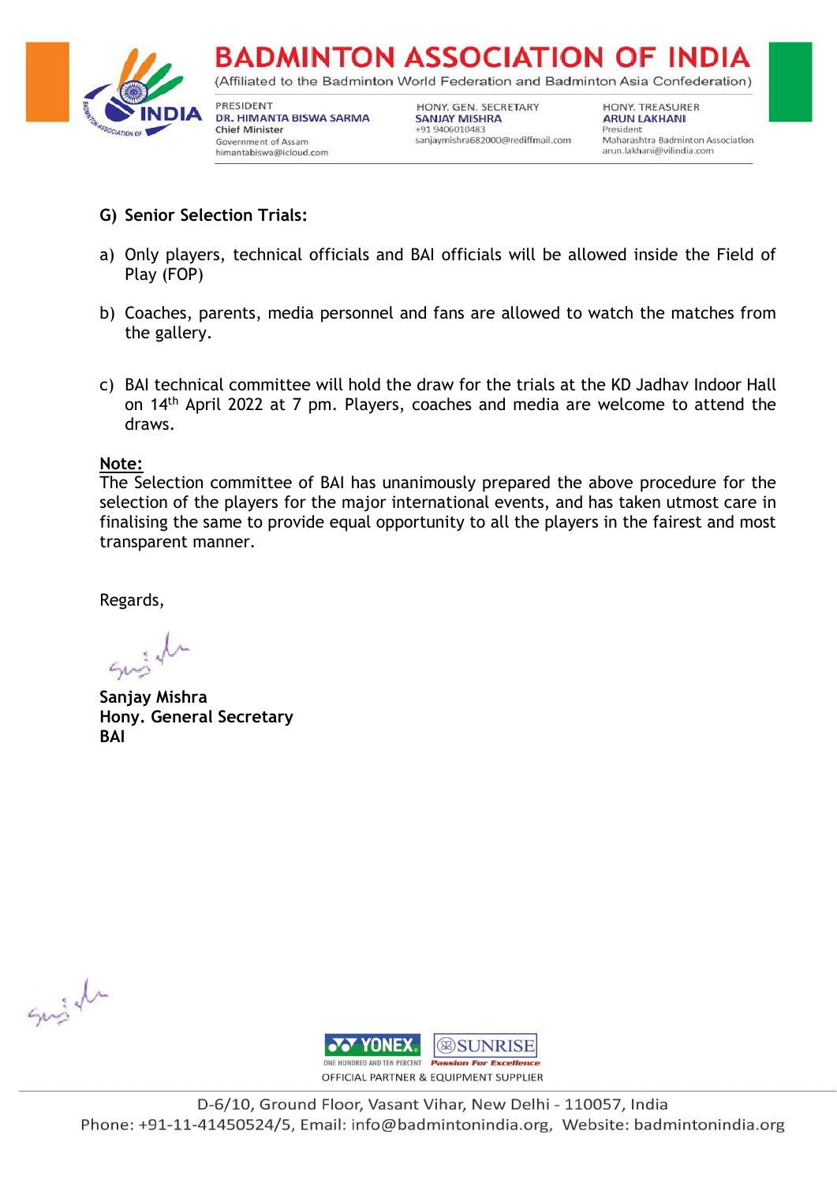## G) Senior Selection Trials:

a) Only players, technical officials and BAI officials will be allowed inside the Field of Play (FOP)

b) Coaches, parents, media personnel and fans are allowed to watch the matches from the gallery.

c) BAI technical committee will hold the draw for the trials at the KD Jadhav Indoor Hall on 14th April 2022 at 7 pm. Players, coaches and media are welcome to attend the draws.

**Note:**

The Selection committee of BAI has unanimously prepared the above procedure for the selection of the players for the major international events, and has taken utmost care in finalising the same to provide equal opportunity to all the players in the fairest and most transparent manner.

Regards,

**Sanjay Mishra**
**Hony. General Secretary**
**BAI**